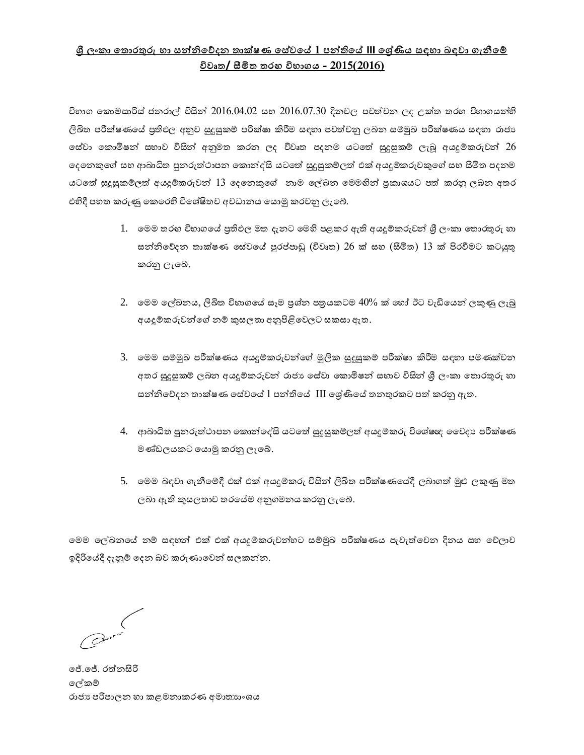**ශ්‍රී ලංකා තොරතුරු හා සන්නිවේදන තාක්ෂණ සේවයේ 1 පන්තියේ III ශ්‍රේණිය සඳහා බඳවා ගැනීමේ විවෘත/ සීමිත තරඟ විභාගය - 2015(2016)**

විභාග කොමසාරිස් ජනරාල් විසින් 2016.04.02 සහ 2016.07.30 දිනවල පවත්වන ලද උක්ත තරඟ විභාගයන්හි ලිඛිත පරීක්ෂණයේ ප්‍රතිඵල අනුව සුදුසුකම් පරීක්ෂා කිරීම සඳහා පවත්වනු ලබන සම්මුඛ පරීක්ෂණය සඳහා රාජ්‍ය සේවා කොමිෂන් සභාව විසින් අනුමත කරන ලද විවෘත පදනම යටතේ සුදුසුකම් ලැබූ අයදුම්කරුවන් 26 දෙනෙකුගේ සහ ආබාධිත පුනරුත්ථාපන කොන්දේසි යටතේ සුදුසුකම්ලත් එක් අයදුම්කරුවකුගේ සහ සීමිත පදනම යටතේ සුදුසුකම්ලත් අයදුම්කරුවන් 13 දෙනෙකුගේ නාම ලේඛන මෙමඟින් ප්‍රකාශයට පත් කරනු ලබන අතර එහිදී පහත කරුණු කෙරෙහි විශේෂිතව අවධානය යොමු කරවනු ලැබේ.

1. මෙම තරඟ විභාගයේ ප්‍රතිඵල මත දැනට මෙහි පළකර ඇති අයදුම්කරුවන් ශ්‍රී ලංකා තොරතුරු හා සන්නිවේදන තාක්ෂණ සේවයේ පුරප්පාඩු (විවෘත) 26 ක් සහ (සීමිත) 13 ක් පිරවීමට කටයුතු කරනු ලැබේ.

2. මෙම ලේඛනය, ලිඛිත විභාගයේ සෑම ප්‍රශ්න පත්‍රයකටම 40% ක් හෝ ඊට වැඩියෙන් ලකුණු ලැබූ අයදුම්කරුවන්ගේ නම් කුසලතා අනුපිළිවෙලට සකසා ඇත.

3. මෙම සම්මුඛ පරීක්ෂණය අයදුම්කරුවන්ගේ මූලික සුදුසුකම් පරීක්ෂා කිරීම සඳහා පමණක්වන අතර සුදුසුකම් ලබන අයදුම්කරුවන් රාජ්‍ය සේවා කොමිෂන් සභාව විසින් ශ්‍රී ලංකා තොරතුරු හා සන්නිවේදන තාක්ෂණ සේවයේ 1 පන්තියේ III ශ්‍රේණියේ තනතුරකට පත් කරනු ඇත.

4. ආබාධිත පුනරුත්ථාපන කොන්දේසි යටතේ සුදුසුකම්ලත් අයදුම්කරු විශේෂඥ වෛද්‍ය පරීක්ෂණ මණ්ඩලයකට යොමු කරනු ලැබේ.

5. මෙම බඳවා ගැනීමේදී එක් එක් අයදුම්කරු විසින් ලිඛිත පරීක්ෂණයේදී ලබාගත් මුළු ලකුණු මත ලබා ඇති කුසලතාව තරයේම අනුගමනය කරනු ලැබේ.

මෙම ලේඛනයේ නම් සඳහන් එක් එක් අයදුම්කරුවන්හට සම්මුඛ පරීක්ෂණය පැවැත්වෙන දිනය සහ වේලාව ඉදිරියේදී දැනුම් දෙන බව කරුණාවෙන් සලකන්න.

ජේ.ජේ. රත්නසිරි
ලේකම්
රාජ්‍ය පරිපාලන හා කළමනාකරණ අමාත්‍යාංශය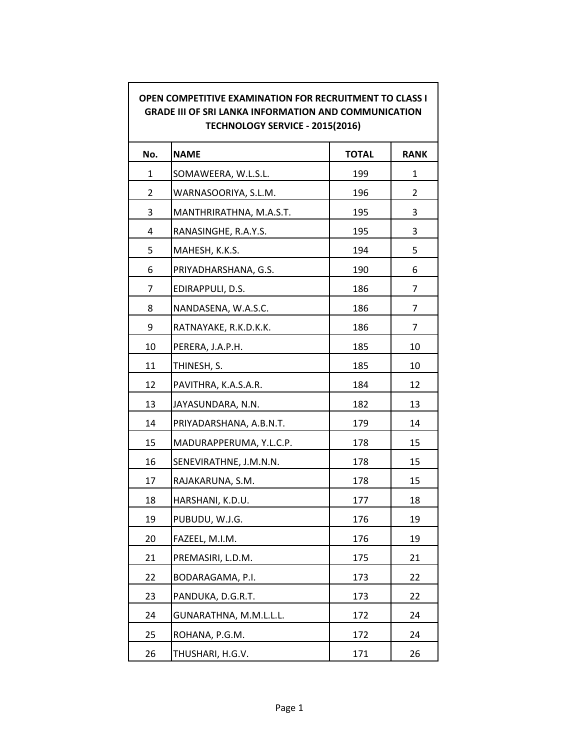| OPEN COMPETITIVE EXAMINATION FOR RECRUITMENT TO CLASS I GRADE III OF SRI LANKA INFORMATION AND COMMUNICATION TECHNOLOGY SERVICE - 2015(2016) | | | |
|---|---|---|---|
| **No.** | **NAME** | **TOTAL** | **RANK** |
| 1 | SOMAWEERA, W.L.S.L. | 199 | 1 |
| 2 | WARNASOORIYA, S.L.M. | 196 | 2 |
| 3 | MANTHRIRATHNA, M.A.S.T. | 195 | 3 |
| 4 | RANASINGHE, R.A.Y.S. | 195 | 3 |
| 5 | MAHESH, K.K.S. | 194 | 5 |
| 6 | PRIYADHARSHANA, G.S. | 190 | 6 |
| 7 | EDIRAPPULI, D.S. | 186 | 7 |
| 8 | NANDASENA, W.A.S.C. | 186 | 7 |
| 9 | RATNAYAKE, R.K.D.K.K. | 186 | 7 |
| 10 | PERERA, J.A.P.H. | 185 | 10 |
| 11 | THINESH, S. | 185 | 10 |
| 12 | PAVITHRA, K.A.S.A.R. | 184 | 12 |
| 13 | JAYASUNDARA, N.N. | 182 | 13 |
| 14 | PRIYADARSHANA, A.B.N.T. | 179 | 14 |
| 15 | MADURAPPERUMA, Y.L.C.P. | 178 | 15 |
| 16 | SENEVIRATHNE, J.M.N.N. | 178 | 15 |
| 17 | RAJAKARUNA, S.M. | 178 | 15 |
| 18 | HARSHANI, K.D.U. | 177 | 18 |
| 19 | PUBUDU, W.J.G. | 176 | 19 |
| 20 | FAZEEL, M.I.M. | 176 | 19 |
| 21 | PREMASIRI, L.D.M. | 175 | 21 |
| 22 | BODARAGAMA, P.I. | 173 | 22 |
| 23 | PANDUKA, D.G.R.T. | 173 | 22 |
| 24 | GUNARATHNA, M.M.L.L.L. | 172 | 24 |
| 25 | ROHANA, P.G.M. | 172 | 24 |
| 26 | THUSHARI, H.G.V. | 171 | 26 |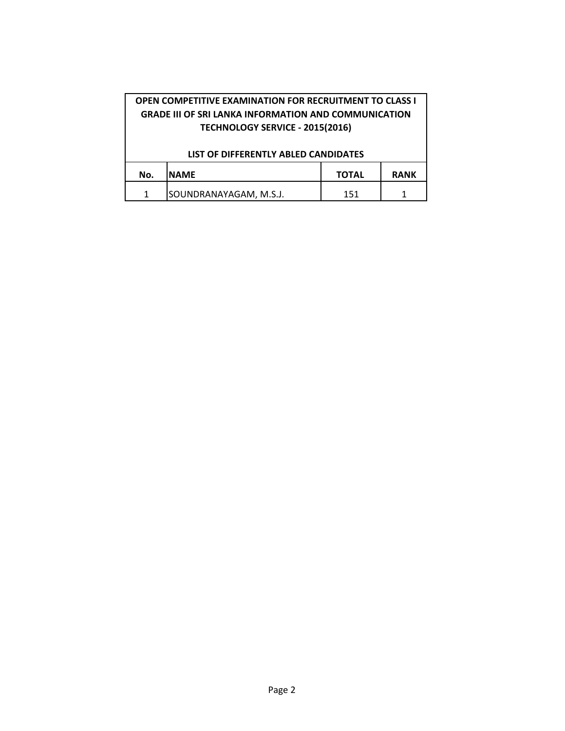## OPEN COMPETITIVE EXAMINATION FOR RECRUITMENT TO CLASS I GRADE III OF SRI LANKA INFORMATION AND COMMUNICATION TECHNOLOGY SERVICE - 2015(2016)

### LIST OF DIFFERENTLY ABLED CANDIDATES

| No. | NAME | TOTAL | RANK |
|---|---|---|---|
| 1 | SOUNDRANAYAGAM, M.S.J. | 151 | 1 |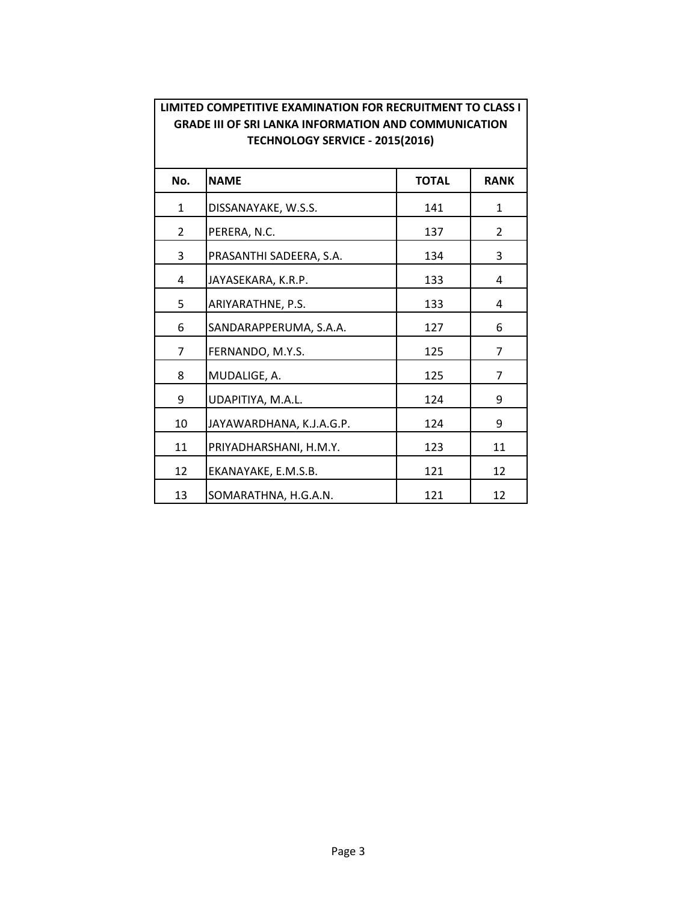**LIMITED COMPETITIVE EXAMINATION FOR RECRUITMENT TO CLASS I GRADE III OF SRI LANKA INFORMATION AND COMMUNICATION TECHNOLOGY SERVICE - 2015(2016)**

| No. | NAME | TOTAL | RANK |
|---|---|---|---|
| 1 | DISSANAYAKE, W.S.S. | 141 | 1 |
| 2 | PERERA, N.C. | 137 | 2 |
| 3 | PRASANTHI SADEERA, S.A. | 134 | 3 |
| 4 | JAYASEKARA, K.R.P. | 133 | 4 |
| 5 | ARIYARATHNE, P.S. | 133 | 4 |
| 6 | SANDARAPPERUMA, S.A.A. | 127 | 6 |
| 7 | FERNANDO, M.Y.S. | 125 | 7 |
| 8 | MUDALIGE, A. | 125 | 7 |
| 9 | UDAPITIYA, M.A.L. | 124 | 9 |
| 10 | JAYAWARDHANA, K.J.A.G.P. | 124 | 9 |
| 11 | PRIYADHARSHANI, H.M.Y. | 123 | 11 |
| 12 | EKANAYAKE, E.M.S.B. | 121 | 12 |
| 13 | SOMARATHNA, H.G.A.N. | 121 | 12 |